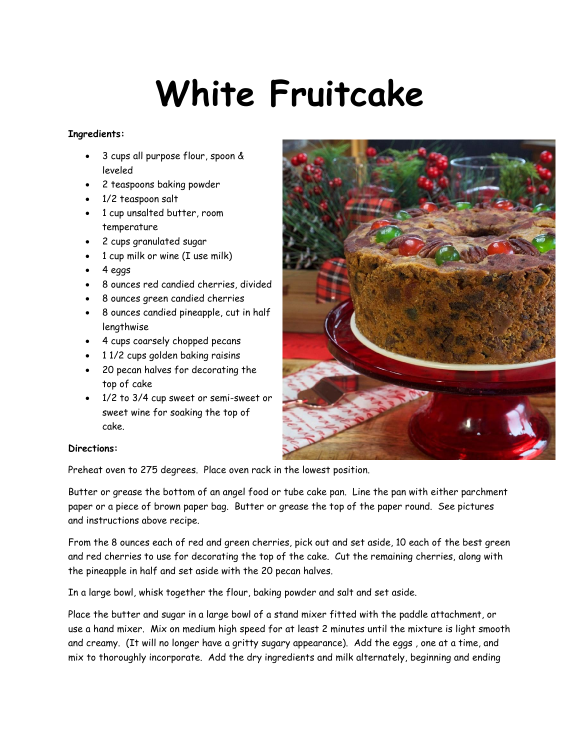# White Fruitcake

**Ingredients:**

- 3 cups all purpose flour, spoon & leveled
- 2 teaspoons baking powder
- 1/2 teaspoon salt
- 1 cup unsalted butter, room temperature
- 2 cups granulated sugar
- 1 cup milk or wine (I use milk)
- 4 eggs
- 8 ounces red candied cherries, divided
- 8 ounces green candied cherries
- 8 ounces candied pineapple, cut in half lengthwise
- 4 cups coarsely chopped pecans
- 1 1/2 cups golden baking raisins
- 20 pecan halves for decorating the top of cake
- 1/2 to 3/4 cup sweet or semi-sweet or sweet wine for soaking the top of cake.

**Directions:**

Preheat oven to 275 degrees. Place oven rack in the lowest position.

Butter or grease the bottom of an angel food or tube cake pan. Line the pan with either parchment paper or a piece of brown paper bag. Butter or grease the top of the paper round. See pictures and instructions above recipe.

From the 8 ounces each of red and green cherries, pick out and set aside, 10 each of the best green and red cherries to use for decorating the top of the cake. Cut the remaining cherries, along with the pineapple in half and set aside with the 20 pecan halves.

In a large bowl, whisk together the flour, baking powder and salt and set aside.

Place the butter and sugar in a large bowl of a stand mixer fitted with the paddle attachment, or use a hand mixer. Mix on medium high speed for at least 2 minutes until the mixture is light smooth and creamy. (It will no longer have a gritty sugary appearance). Add the eggs , one at a time, and mix to thoroughly incorporate. Add the dry ingredients and milk alternately, beginning and ending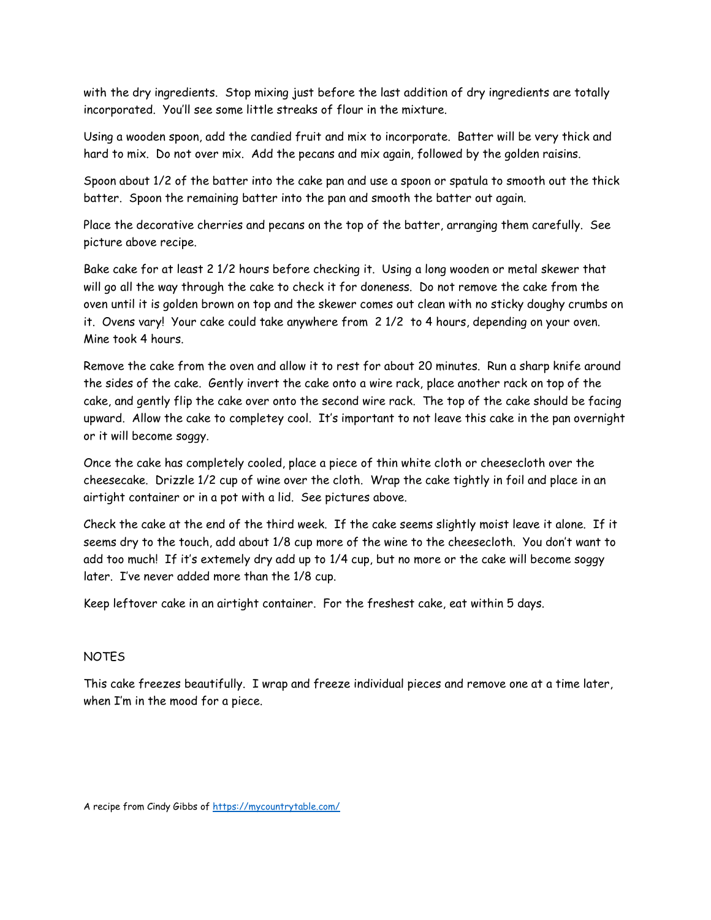with the dry ingredients. Stop mixing just before the last addition of dry ingredients are totally incorporated. You'll see some little streaks of flour in the mixture.

Using a wooden spoon, add the candied fruit and mix to incorporate. Batter will be very thick and hard to mix. Do not over mix. Add the pecans and mix again, followed by the golden raisins.

Spoon about 1/2 of the batter into the cake pan and use a spoon or spatula to smooth out the thick batter. Spoon the remaining batter into the pan and smooth the batter out again.

Place the decorative cherries and pecans on the top of the batter, arranging them carefully. See picture above recipe.

Bake cake for at least 2 1/2 hours before checking it. Using a long wooden or metal skewer that will go all the way through the cake to check it for doneness. Do not remove the cake from the oven until it is golden brown on top and the skewer comes out clean with no sticky doughy crumbs on it. Ovens vary! Your cake could take anywhere from 2 1/2 to 4 hours, depending on your oven. Mine took 4 hours.

Remove the cake from the oven and allow it to rest for about 20 minutes. Run a sharp knife around the sides of the cake. Gently invert the cake onto a wire rack, place another rack on top of the cake, and gently flip the cake over onto the second wire rack. The top of the cake should be facing upward. Allow the cake to completey cool. It's important to not leave this cake in the pan overnight or it will become soggy.

Once the cake has completely cooled, place a piece of thin white cloth or cheesecloth over the cheesecake. Drizzle 1/2 cup of wine over the cloth. Wrap the cake tightly in foil and place in an airtight container or in a pot with a lid. See pictures above.

Check the cake at the end of the third week. If the cake seems slightly moist leave it alone. If it seems dry to the touch, add about 1/8 cup more of the wine to the cheesecloth. You don't want to add too much! If it's extemely dry add up to 1/4 cup, but no more or the cake will become soggy later. I've never added more than the 1/8 cup.

Keep leftover cake in an airtight container. For the freshest cake, eat within 5 days.

NOTES

This cake freezes beautifully. I wrap and freeze individual pieces and remove one at a time later, when I'm in the mood for a piece.

A recipe from Cindy Gibbs of https://mycountrytable.com/